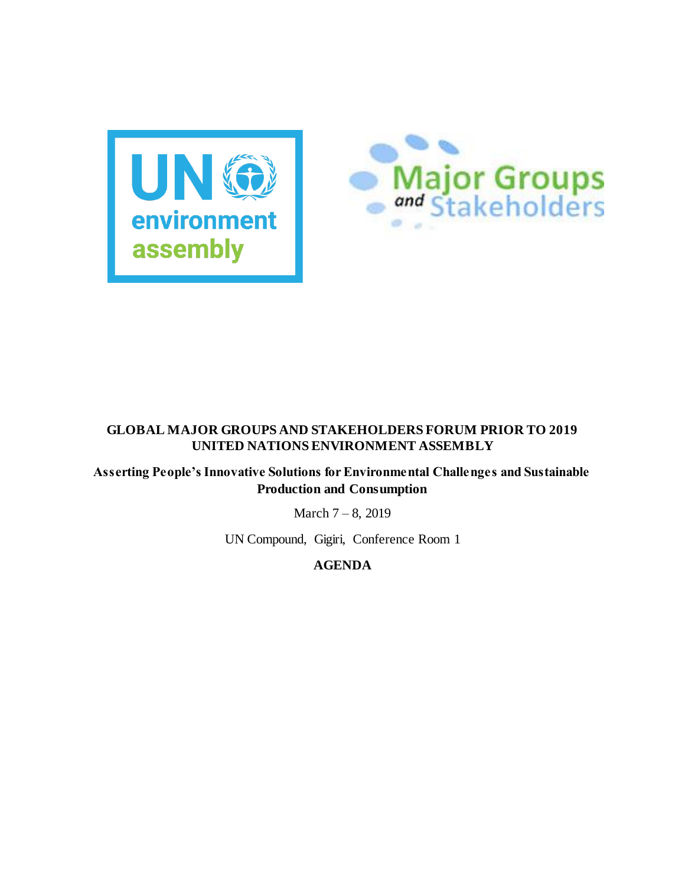# GLOBAL MAJOR GROUPS AND STAKEHOLDERS FORUM PRIOR TO 2019 UNITED NATIONS ENVIRONMENT ASSEMBLY

**Asserting People's Innovative Solutions for Environmental Challenges and Sustainable Production and Consumption**

March 7 – 8, 2019

UN Compound, Gigiri, Conference Room 1

**AGENDA**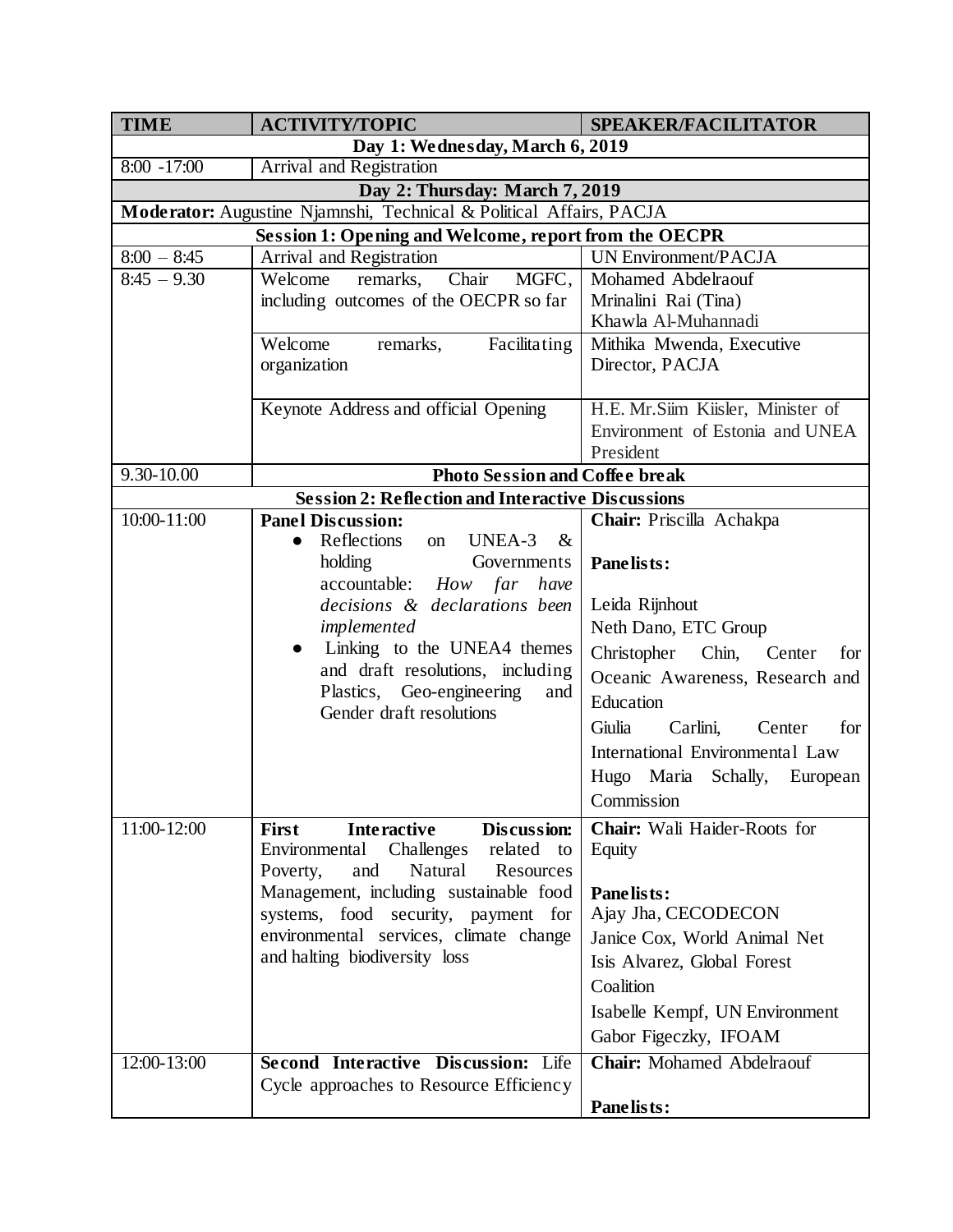| TIME | ACTIVITY/TOPIC | SPEAKER/FACILITATOR |
|---|---|---|
| **Day 1: Wednesday, March 6, 2019** | | |
| 8:00 -17:00 | Arrival and Registration | |
| **Day 2: Thursday: March 7, 2019** | | |
| **Moderator:** Augustine Njamnshi, Technical & Political Affairs, PACJA | | |
| **Session 1: Opening and Welcome, report from the OECPR** | | |
| 8:00 – 8:45 | Arrival and Registration | UN Environment/PACJA |
| 8:45 – 9.30 | Welcome remarks, Chair MGFC, including outcomes of the OECPR so far | Mohamed Abdelraouf<br>Mrinalini Rai (Tina)<br>Khawla Al-Muhannadi |
| | Welcome remarks, Facilitating organization | Mithika Mwenda, Executive Director, PACJA |
| | Keynote Address and official Opening | H.E. Mr.Siim Kiisler, Minister of Environment of Estonia and UNEA President |
| 9.30-10.00 | **Photo Session and Coffee break** | |
| **Session 2: Reflection and Interactive Discussions** | | |
| 10:00-11:00 | **Panel Discussion:**<br>● Reflections on UNEA-3 & holding Governments accountable: *How far have decisions & declarations been implemented*<br>● Linking to the UNEA4 themes and draft resolutions, including Plastics, Geo-engineering and Gender draft resolutions | **Chair:** Priscilla Achakpa<br><br>**Panelists:**<br><br>Leida Rijnhout<br>Neth Dano, ETC Group<br>Christopher Chin, Center for Oceanic Awareness, Research and Education<br>Giulia Carlini, Center for International Environmental Law<br>Hugo Maria Schally, European Commission |
| 11:00-12:00 | **First Interactive Discussion:** Environmental Challenges related to Poverty, and Natural Resources Management, including sustainable food systems, food security, payment for environmental services, climate change and halting biodiversity loss | **Chair:** Wali Haider-Roots for Equity<br><br>**Panelists:**<br>Ajay Jha, CECODECON<br>Janice Cox, World Animal Net<br>Isis Alvarez, Global Forest Coalition<br>Isabelle Kempf, UN Environment<br>Gabor Figeczky, IFOAM |
| 12:00-13:00 | **Second Interactive Discussion:** Life Cycle approaches to Resource Efficiency | **Chair:** Mohamed Abdelraouf<br><br>**Panelists:** |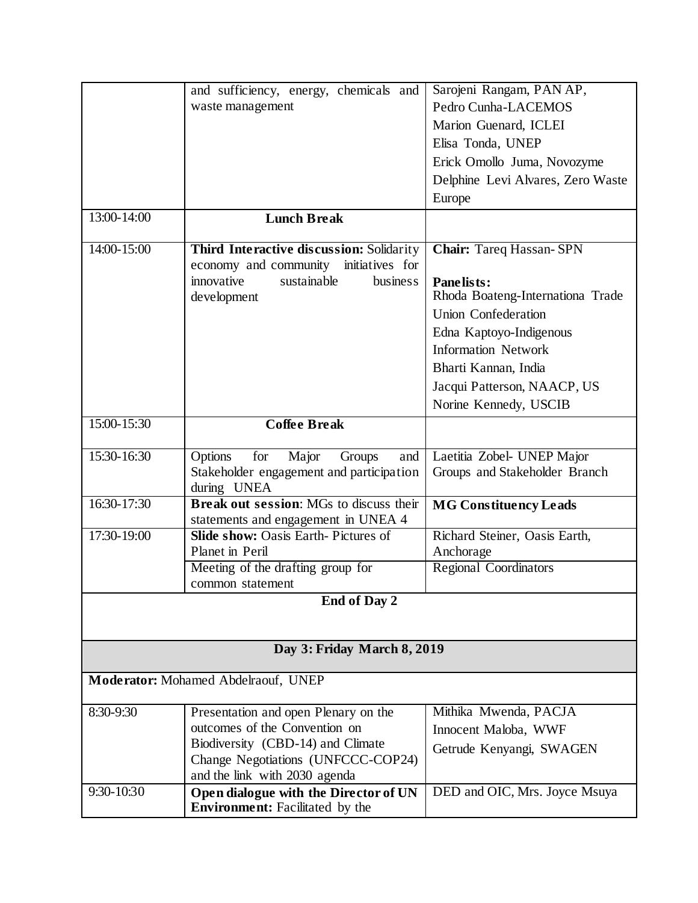| | | |
|---|---|---|
| | and sufficiency, energy, chemicals and waste management | Sarojeni Rangam, PAN AP,<br>Pedro Cunha-LACEMOS<br>Marion Guenard, ICLEI<br>Elisa Tonda, UNEP<br>Erick Omollo Juma, Novozyme<br>Delphine Levi Alvares, Zero Waste Europe |
| 13:00-14:00 | **Lunch Break** | |
| 14:00-15:00 | **Third Interactive discussion:** Solidarity economy and community initiatives for innovative sustainable business development | **Chair:** Tareq Hassan- SPN<br><br>**Panelists:**<br>Rhoda Boateng-Internationa Trade Union Confederation<br>Edna Kaptoyo-Indigenous Information Network<br>Bharti Kannan, India<br>Jacqui Patterson, NAACP, US<br>Norine Kennedy, USCIB |
| 15:00-15:30 | **Coffee Break** | |
| 15:30-16:30 | Options for Major Groups and Stakeholder engagement and participation during UNEA | Laetitia Zobel- UNEP Major Groups and Stakeholder Branch |
| 16:30-17:30 | **Break out session**: MGs to discuss their statements and engagement in UNEA 4 | **MG Constituency Leads** |
| 17:30-19:00 | **Slide show:** Oasis Earth- Pictures of Planet in Peril | Richard Steiner, Oasis Earth, Anchorage |
| | Meeting of the drafting group for common statement | Regional Coordinators |
| **End of Day 2** | | |
| **Day 3: Friday March 8, 2019** | | |
| **Moderator:** Mohamed Abdelraouf, UNEP | | |
| 8:30-9:30 | Presentation and open Plenary on the outcomes of the Convention on Biodiversity (CBD-14) and Climate Change Negotiations (UNFCCC-COP24) and the link with 2030 agenda | Mithika Mwenda, PACJA<br>Innocent Maloba, WWF<br>Getrude Kenyangi, SWAGEN |
| 9:30-10:30 | **Open dialogue with the Director of UN Environment:** Facilitated by the | DED and OIC, Mrs. Joyce Msuya |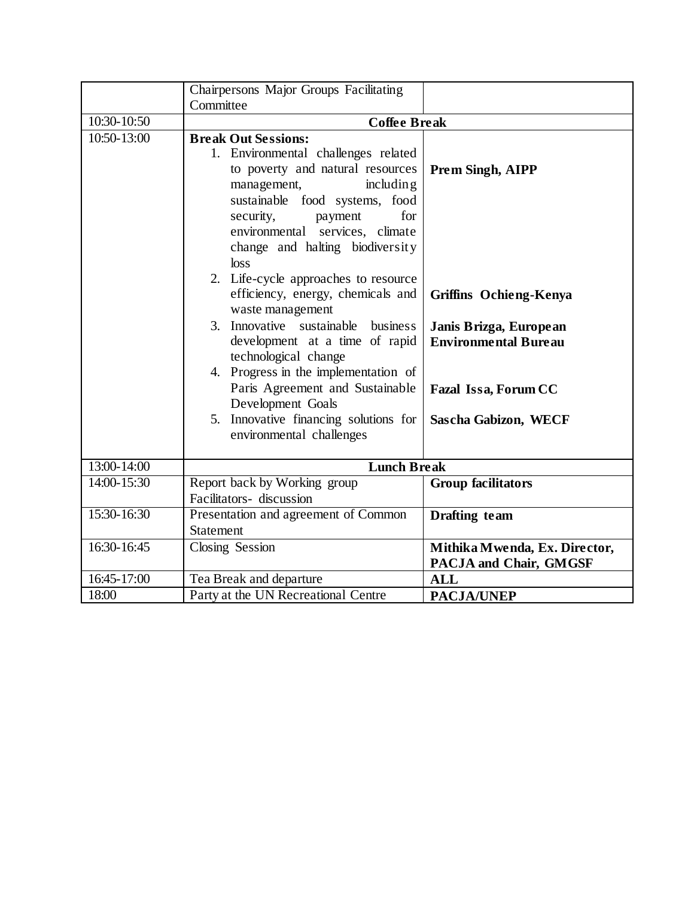| | | |
|---|---|---|
| | Chairpersons Major Groups Facilitating Committee | |
| 10:30-10:50 | **Coffee Break** | |
| 10:50-13:00 | **Break Out Sessions:**<br>1. Environmental challenges related to poverty and natural resources management, including sustainable food systems, food security, payment for environmental services, climate change and halting biodiversity loss<br>2. Life-cycle approaches to resource efficiency, energy, chemicals and waste management<br>3. Innovative sustainable business development at a time of rapid technological change<br>4. Progress in the implementation of Paris Agreement and Sustainable Development Goals<br>5. Innovative financing solutions for environmental challenges | **Prem Singh, AIPP**<br><br>**Griffins Ochieng-Kenya**<br><br>**Janis Brizga, European Environmental Bureau**<br><br>**Fazal Issa, Forum CC**<br><br>**Sascha Gabizon, WECF** |
| 13:00-14:00 | **Lunch Break** | |
| 14:00-15:30 | Report back by Working group Facilitators- discussion | **Group facilitators** |
| 15:30-16:30 | Presentation and agreement of Common Statement | **Drafting team** |
| 16:30-16:45 | Closing Session | **Mithika Mwenda, Ex. Director, PACJA and Chair, GMGSF** |
| 16:45-17:00 | Tea Break and departure | **ALL** |
| 18:00 | Party at the UN Recreational Centre | **PACJA/UNEP** |